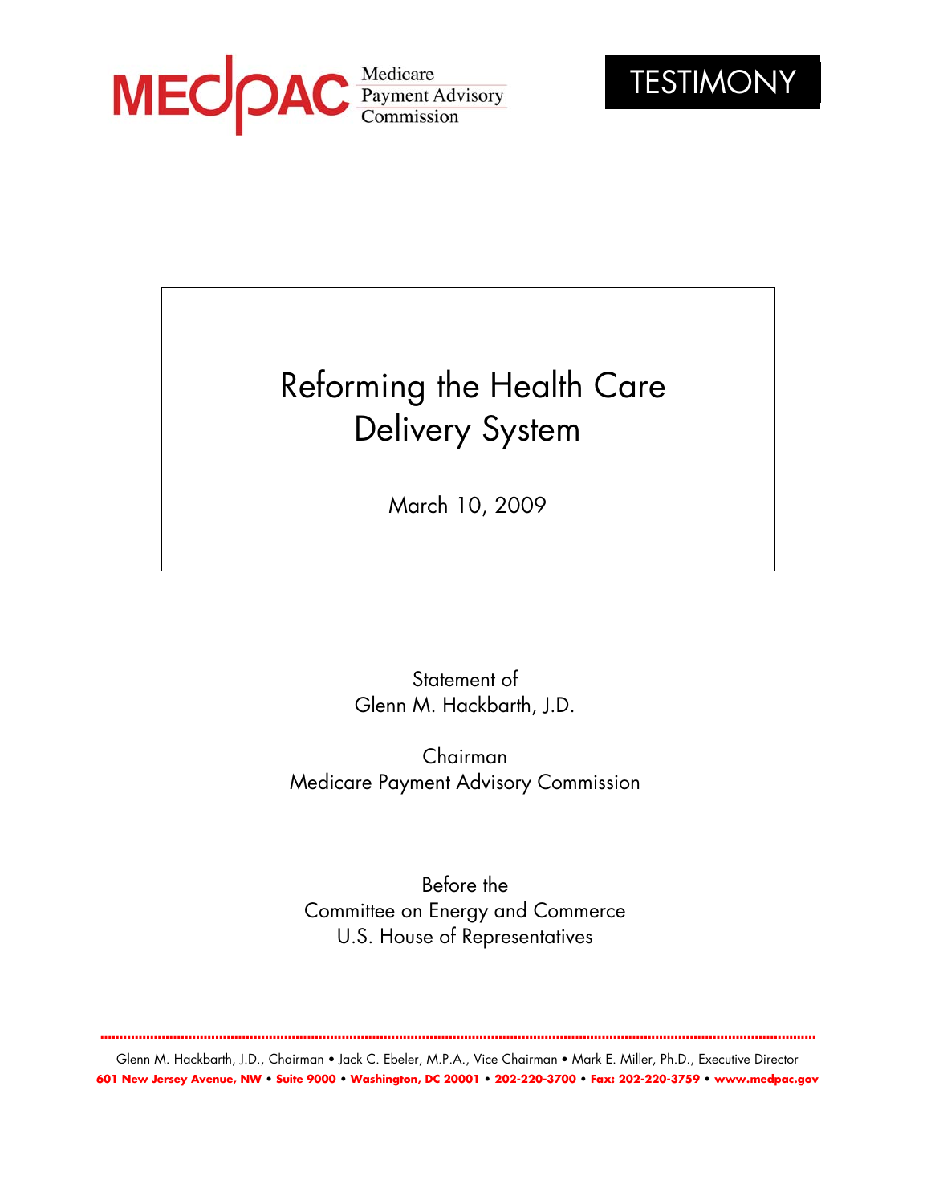MEDPAC Medicare Payment Advisory Commission

TESTIMONY

# Reforming the Health Care Delivery System

March 10, 2009

Statement of
Glenn M. Hackbarth, J.D.

Chairman
Medicare Payment Advisory Commission

Before the
Committee on Energy and Commerce
U.S. House of Representatives

Glenn M. Hackbarth, J.D., Chairman • Jack C. Ebeler, M.P.A., Vice Chairman • Mark E. Miller, Ph.D., Executive Director
**601 New Jersey Avenue, NW • Suite 9000 • Washington, DC 20001 • 202-220-3700 • Fax: 202-220-3759 • www.medpac.gov**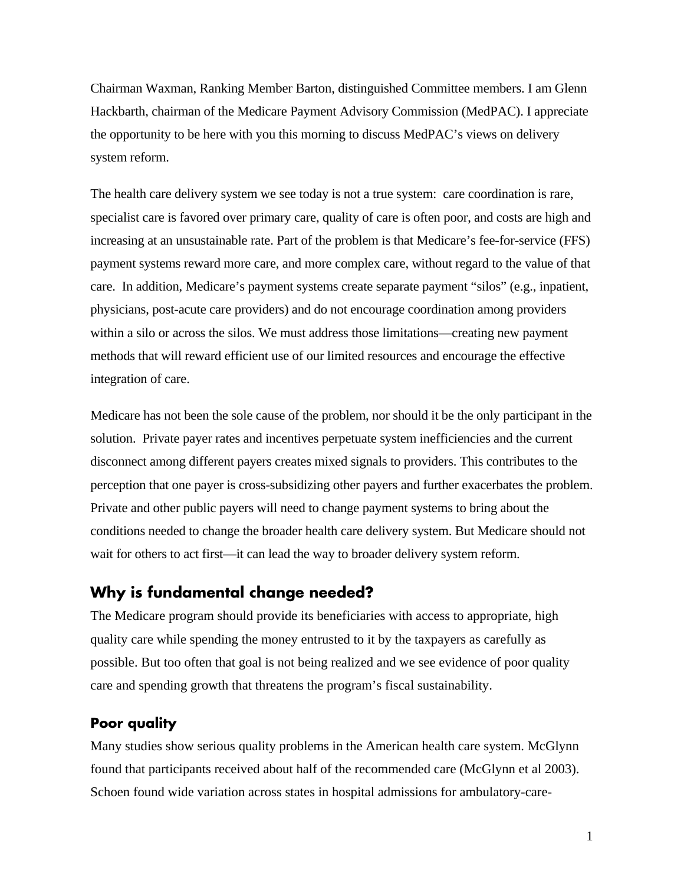Chairman Waxman, Ranking Member Barton, distinguished Committee members. I am Glenn Hackbarth, chairman of the Medicare Payment Advisory Commission (MedPAC). I appreciate the opportunity to be here with you this morning to discuss MedPAC's views on delivery system reform.

The health care delivery system we see today is not a true system: care coordination is rare, specialist care is favored over primary care, quality of care is often poor, and costs are high and increasing at an unsustainable rate. Part of the problem is that Medicare's fee-for-service (FFS) payment systems reward more care, and more complex care, without regard to the value of that care. In addition, Medicare's payment systems create separate payment "silos" (e.g., inpatient, physicians, post-acute care providers) and do not encourage coordination among providers within a silo or across the silos. We must address those limitations—creating new payment methods that will reward efficient use of our limited resources and encourage the effective integration of care.

Medicare has not been the sole cause of the problem, nor should it be the only participant in the solution. Private payer rates and incentives perpetuate system inefficiencies and the current disconnect among different payers creates mixed signals to providers. This contributes to the perception that one payer is cross-subsidizing other payers and further exacerbates the problem. Private and other public payers will need to change payment systems to bring about the conditions needed to change the broader health care delivery system. But Medicare should not wait for others to act first—it can lead the way to broader delivery system reform.

## Why is fundamental change needed?

The Medicare program should provide its beneficiaries with access to appropriate, high quality care while spending the money entrusted to it by the taxpayers as carefully as possible. But too often that goal is not being realized and we see evidence of poor quality care and spending growth that threatens the program's fiscal sustainability.

### Poor quality

Many studies show serious quality problems in the American health care system. McGlynn found that participants received about half of the recommended care (McGlynn et al 2003). Schoen found wide variation across states in hospital admissions for ambulatory-care-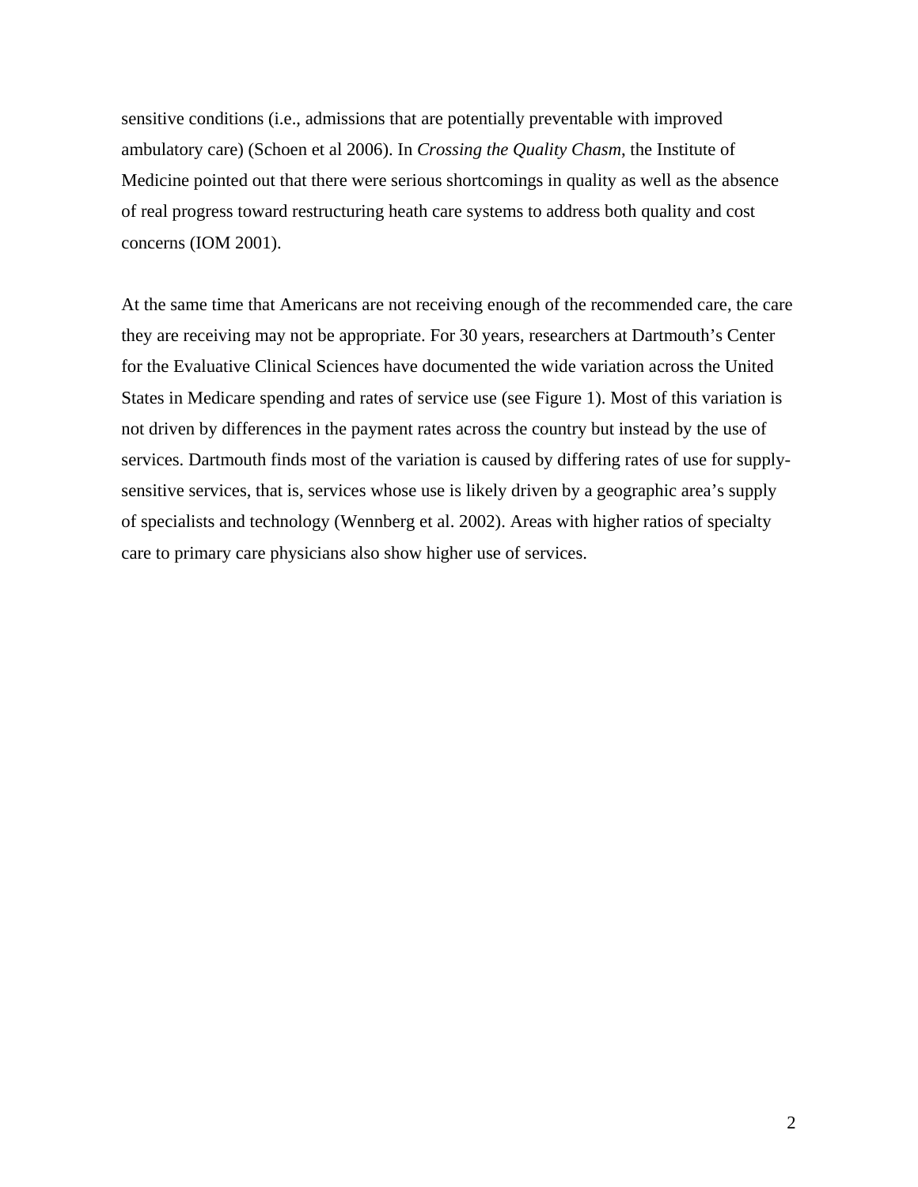sensitive conditions (i.e., admissions that are potentially preventable with improved ambulatory care) (Schoen et al 2006). In *Crossing the Quality Chasm*, the Institute of Medicine pointed out that there were serious shortcomings in quality as well as the absence of real progress toward restructuring heath care systems to address both quality and cost concerns (IOM 2001).

At the same time that Americans are not receiving enough of the recommended care, the care they are receiving may not be appropriate. For 30 years, researchers at Dartmouth's Center for the Evaluative Clinical Sciences have documented the wide variation across the United States in Medicare spending and rates of service use (see Figure 1). Most of this variation is not driven by differences in the payment rates across the country but instead by the use of services. Dartmouth finds most of the variation is caused by differing rates of use for supply-sensitive services, that is, services whose use is likely driven by a geographic area's supply of specialists and technology (Wennberg et al. 2002). Areas with higher ratios of specialty care to primary care physicians also show higher use of services.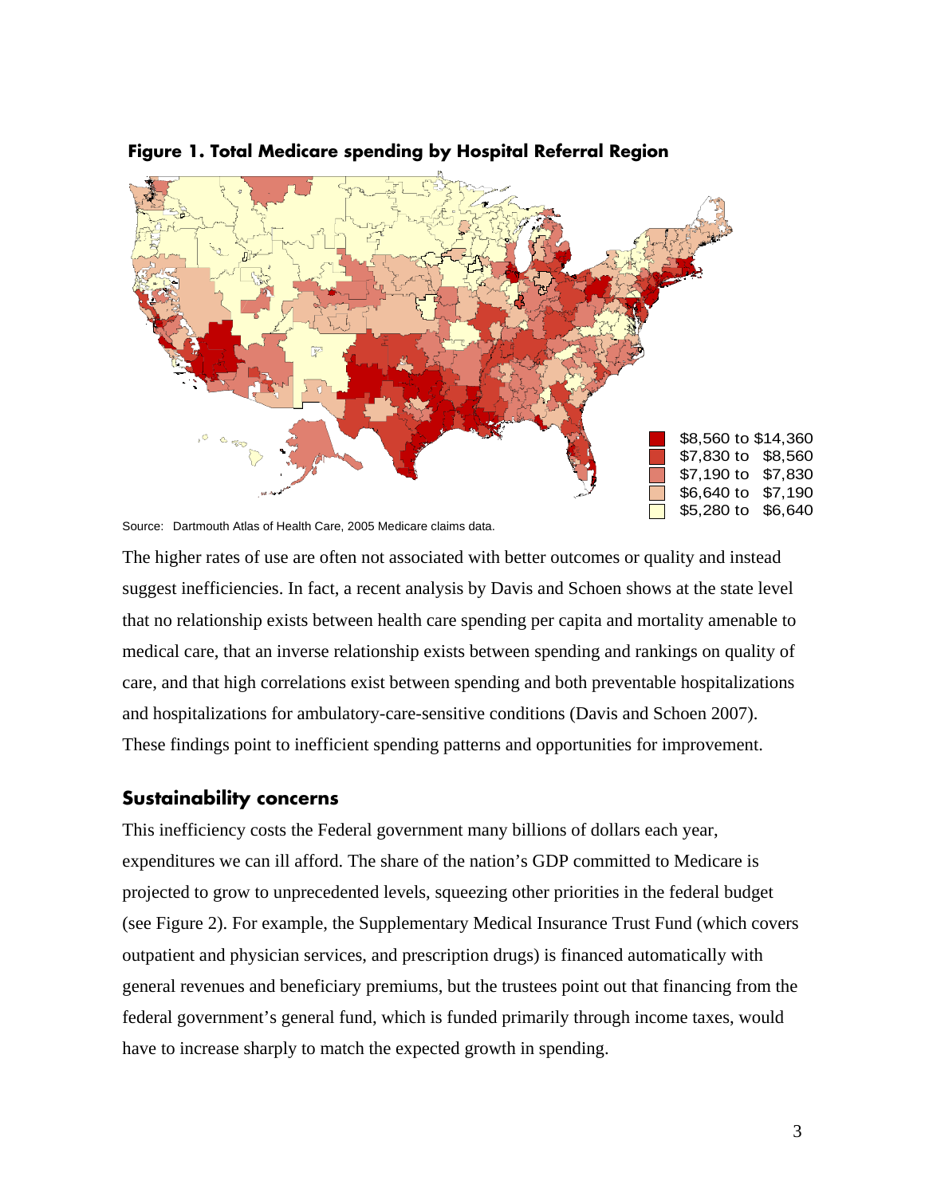**Figure 1. Total Medicare spending by Hospital Referral Region**

$8,560 to $14,360
$7,830 to $8,560
$7,190 to $7,830
$6,640 to $7,190
$5,280 to $6,640

Source: Dartmouth Atlas of Health Care, 2005 Medicare claims data.

The higher rates of use are often not associated with better outcomes or quality and instead suggest inefficiencies. In fact, a recent analysis by Davis and Schoen shows at the state level that no relationship exists between health care spending per capita and mortality amenable to medical care, that an inverse relationship exists between spending and rankings on quality of care, and that high correlations exist between spending and both preventable hospitalizations and hospitalizations for ambulatory-care-sensitive conditions (Davis and Schoen 2007). These findings point to inefficient spending patterns and opportunities for improvement.

## Sustainability concerns

This inefficiency costs the Federal government many billions of dollars each year, expenditures we can ill afford. The share of the nation's GDP committed to Medicare is projected to grow to unprecedented levels, squeezing other priorities in the federal budget (see Figure 2). For example, the Supplementary Medical Insurance Trust Fund (which covers outpatient and physician services, and prescription drugs) is financed automatically with general revenues and beneficiary premiums, but the trustees point out that financing from the federal government's general fund, which is funded primarily through income taxes, would have to increase sharply to match the expected growth in spending.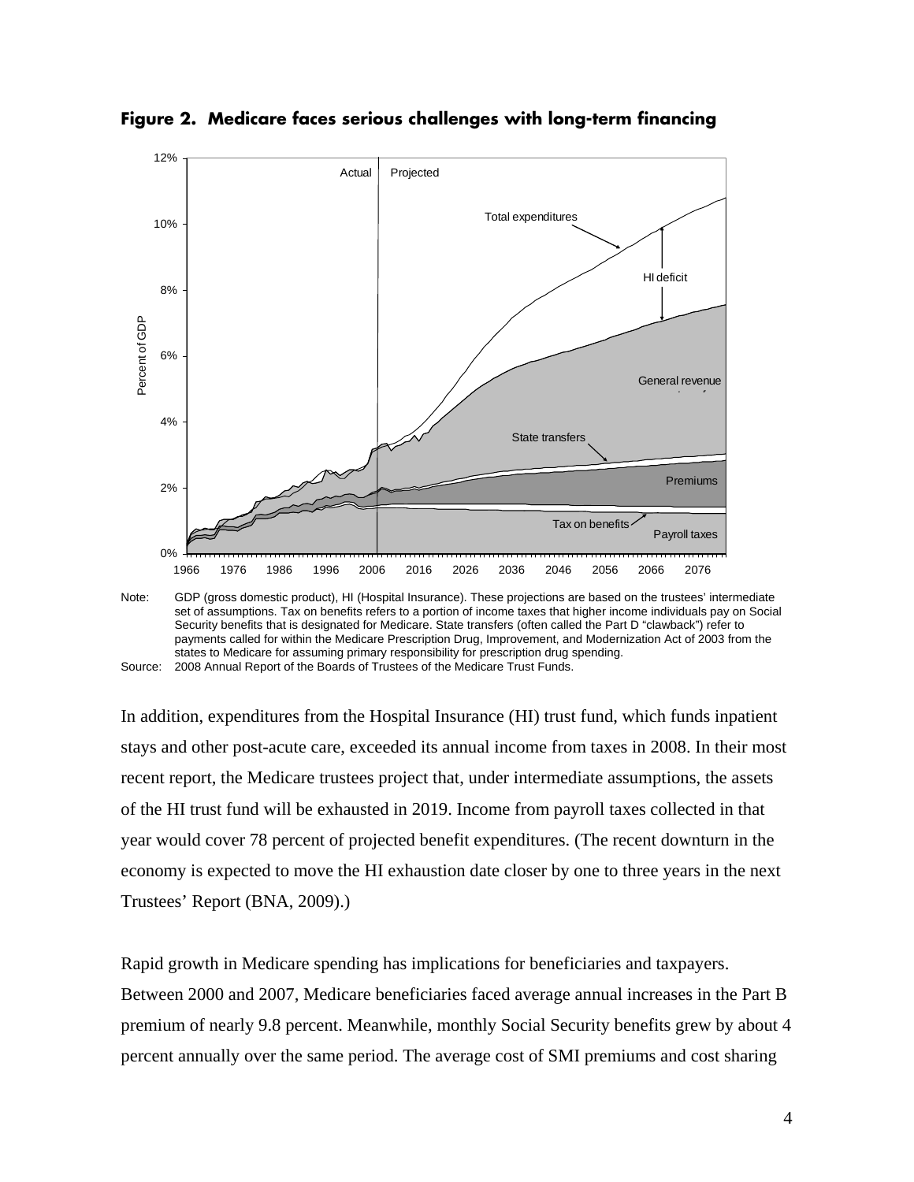**Figure 2. Medicare faces serious challenges with long-term financing**

Note: GDP (gross domestic product), HI (Hospital Insurance). These projections are based on the trustees' intermediate set of assumptions. Tax on benefits refers to a portion of income taxes that higher income individuals pay on Social Security benefits that is designated for Medicare. State transfers (often called the Part D "clawback") refer to payments called for within the Medicare Prescription Drug, Improvement, and Modernization Act of 2003 from the states to Medicare for assuming primary responsibility for prescription drug spending.

Source: 2008 Annual Report of the Boards of Trustees of the Medicare Trust Funds.

In addition, expenditures from the Hospital Insurance (HI) trust fund, which funds inpatient stays and other post-acute care, exceeded its annual income from taxes in 2008. In their most recent report, the Medicare trustees project that, under intermediate assumptions, the assets of the HI trust fund will be exhausted in 2019. Income from payroll taxes collected in that year would cover 78 percent of projected benefit expenditures. (The recent downturn in the economy is expected to move the HI exhaustion date closer by one to three years in the next Trustees' Report (BNA, 2009).)

Rapid growth in Medicare spending has implications for beneficiaries and taxpayers. Between 2000 and 2007, Medicare beneficiaries faced average annual increases in the Part B premium of nearly 9.8 percent. Meanwhile, monthly Social Security benefits grew by about 4 percent annually over the same period. The average cost of SMI premiums and cost sharing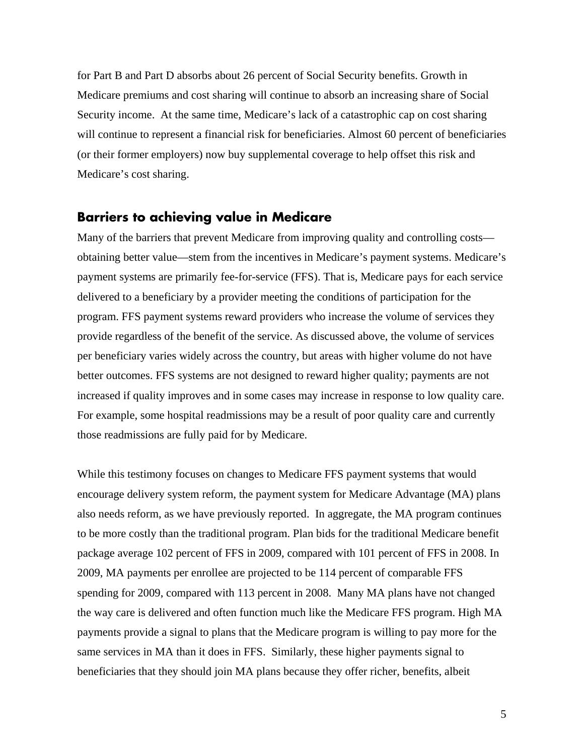for Part B and Part D absorbs about 26 percent of Social Security benefits. Growth in Medicare premiums and cost sharing will continue to absorb an increasing share of Social Security income. At the same time, Medicare's lack of a catastrophic cap on cost sharing will continue to represent a financial risk for beneficiaries. Almost 60 percent of beneficiaries (or their former employers) now buy supplemental coverage to help offset this risk and Medicare's cost sharing.

## Barriers to achieving value in Medicare

Many of the barriers that prevent Medicare from improving quality and controlling costs—obtaining better value—stem from the incentives in Medicare's payment systems. Medicare's payment systems are primarily fee-for-service (FFS). That is, Medicare pays for each service delivered to a beneficiary by a provider meeting the conditions of participation for the program. FFS payment systems reward providers who increase the volume of services they provide regardless of the benefit of the service. As discussed above, the volume of services per beneficiary varies widely across the country, but areas with higher volume do not have better outcomes. FFS systems are not designed to reward higher quality; payments are not increased if quality improves and in some cases may increase in response to low quality care. For example, some hospital readmissions may be a result of poor quality care and currently those readmissions are fully paid for by Medicare.

While this testimony focuses on changes to Medicare FFS payment systems that would encourage delivery system reform, the payment system for Medicare Advantage (MA) plans also needs reform, as we have previously reported. In aggregate, the MA program continues to be more costly than the traditional program. Plan bids for the traditional Medicare benefit package average 102 percent of FFS in 2009, compared with 101 percent of FFS in 2008. In 2009, MA payments per enrollee are projected to be 114 percent of comparable FFS spending for 2009, compared with 113 percent in 2008. Many MA plans have not changed the way care is delivered and often function much like the Medicare FFS program. High MA payments provide a signal to plans that the Medicare program is willing to pay more for the same services in MA than it does in FFS. Similarly, these higher payments signal to beneficiaries that they should join MA plans because they offer richer, benefits, albeit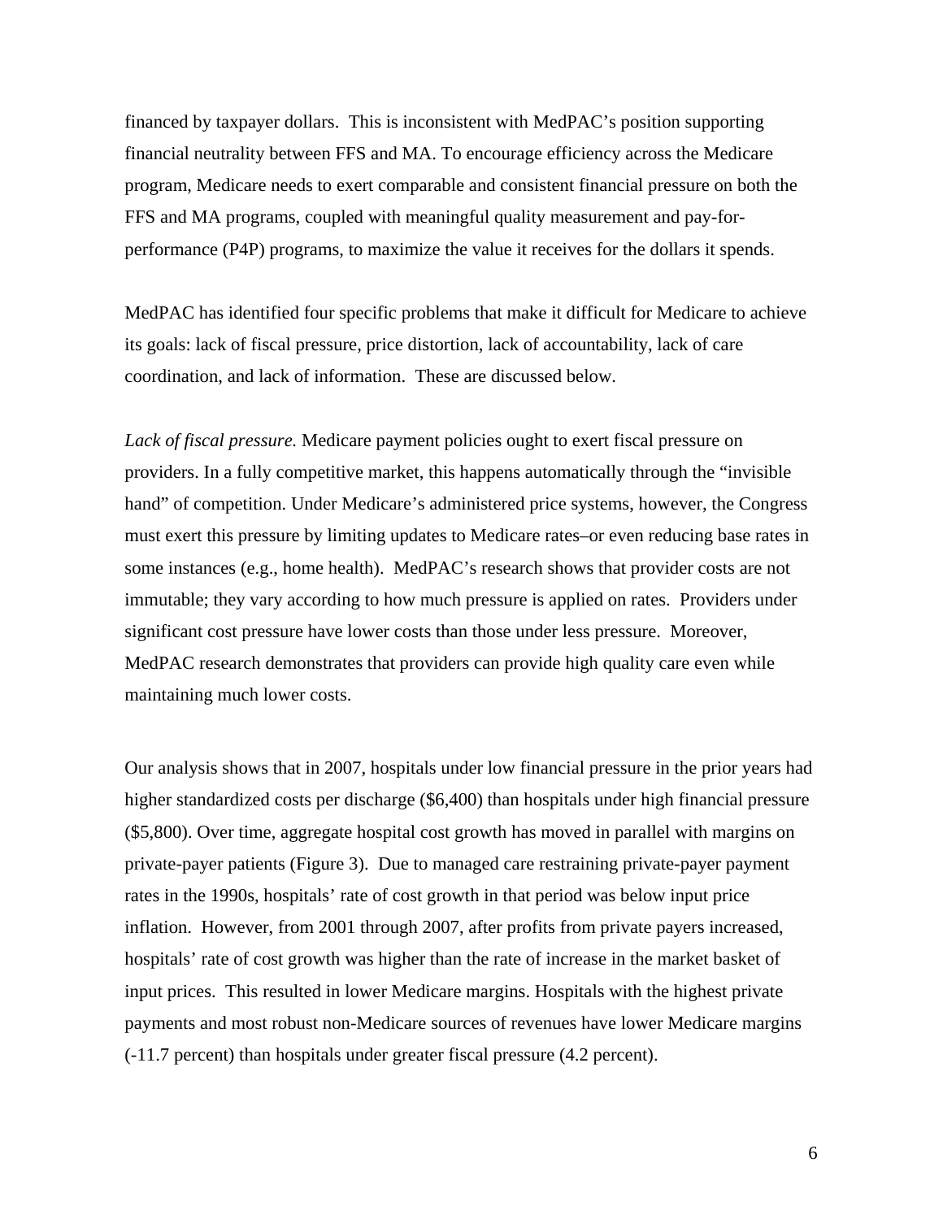financed by taxpayer dollars. This is inconsistent with MedPAC's position supporting financial neutrality between FFS and MA. To encourage efficiency across the Medicare program, Medicare needs to exert comparable and consistent financial pressure on both the FFS and MA programs, coupled with meaningful quality measurement and pay-for-performance (P4P) programs, to maximize the value it receives for the dollars it spends.

MedPAC has identified four specific problems that make it difficult for Medicare to achieve its goals: lack of fiscal pressure, price distortion, lack of accountability, lack of care coordination, and lack of information. These are discussed below.

*Lack of fiscal pressure.* Medicare payment policies ought to exert fiscal pressure on providers. In a fully competitive market, this happens automatically through the "invisible hand" of competition. Under Medicare's administered price systems, however, the Congress must exert this pressure by limiting updates to Medicare rates–or even reducing base rates in some instances (e.g., home health). MedPAC's research shows that provider costs are not immutable; they vary according to how much pressure is applied on rates. Providers under significant cost pressure have lower costs than those under less pressure. Moreover, MedPAC research demonstrates that providers can provide high quality care even while maintaining much lower costs.

Our analysis shows that in 2007, hospitals under low financial pressure in the prior years had higher standardized costs per discharge ($6,400) than hospitals under high financial pressure ($5,800). Over time, aggregate hospital cost growth has moved in parallel with margins on private-payer patients (Figure 3). Due to managed care restraining private-payer payment rates in the 1990s, hospitals' rate of cost growth in that period was below input price inflation. However, from 2001 through 2007, after profits from private payers increased, hospitals' rate of cost growth was higher than the rate of increase in the market basket of input prices. This resulted in lower Medicare margins. Hospitals with the highest private payments and most robust non-Medicare sources of revenues have lower Medicare margins (-11.7 percent) than hospitals under greater fiscal pressure (4.2 percent).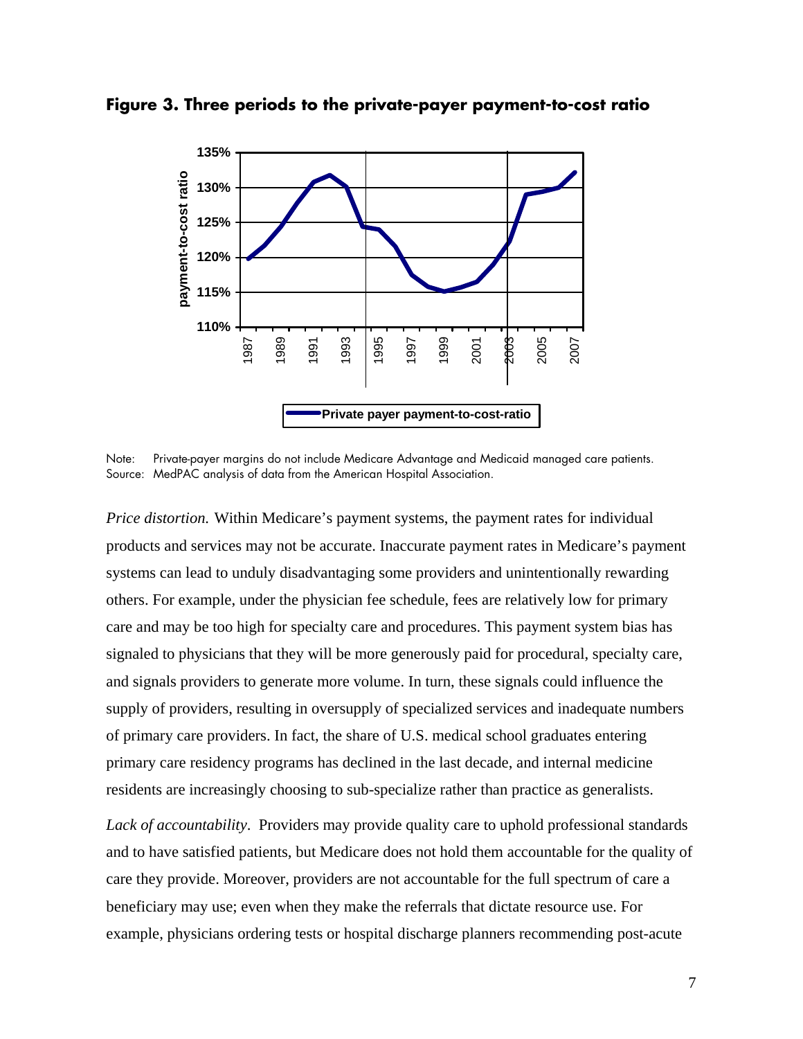**Figure 3. Three periods to the private-payer payment-to-cost ratio**

Note: Private-payer margins do not include Medicare Advantage and Medicaid managed care patients.
Source: MedPAC analysis of data from the American Hospital Association.

*Price distortion.* Within Medicare's payment systems, the payment rates for individual products and services may not be accurate. Inaccurate payment rates in Medicare's payment systems can lead to unduly disadvantaging some providers and unintentionally rewarding others. For example, under the physician fee schedule, fees are relatively low for primary care and may be too high for specialty care and procedures. This payment system bias has signaled to physicians that they will be more generously paid for procedural, specialty care, and signals providers to generate more volume. In turn, these signals could influence the supply of providers, resulting in oversupply of specialized services and inadequate numbers of primary care providers. In fact, the share of U.S. medical school graduates entering primary care residency programs has declined in the last decade, and internal medicine residents are increasingly choosing to sub-specialize rather than practice as generalists.

*Lack of accountability*. Providers may provide quality care to uphold professional standards and to have satisfied patients, but Medicare does not hold them accountable for the quality of care they provide. Moreover, providers are not accountable for the full spectrum of care a beneficiary may use; even when they make the referrals that dictate resource use. For example, physicians ordering tests or hospital discharge planners recommending post-acute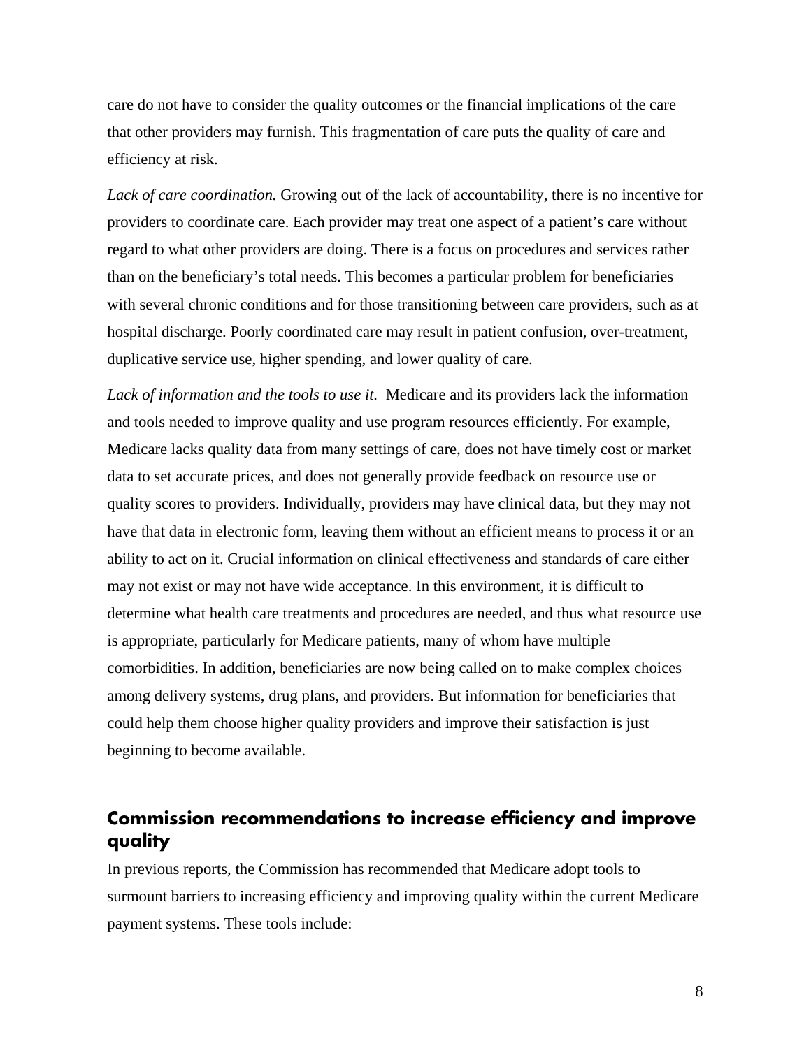care do not have to consider the quality outcomes or the financial implications of the care that other providers may furnish. This fragmentation of care puts the quality of care and efficiency at risk.

*Lack of care coordination.* Growing out of the lack of accountability, there is no incentive for providers to coordinate care. Each provider may treat one aspect of a patient's care without regard to what other providers are doing. There is a focus on procedures and services rather than on the beneficiary's total needs. This becomes a particular problem for beneficiaries with several chronic conditions and for those transitioning between care providers, such as at hospital discharge. Poorly coordinated care may result in patient confusion, over-treatment, duplicative service use, higher spending, and lower quality of care.

*Lack of information and the tools to use it.* Medicare and its providers lack the information and tools needed to improve quality and use program resources efficiently. For example, Medicare lacks quality data from many settings of care, does not have timely cost or market data to set accurate prices, and does not generally provide feedback on resource use or quality scores to providers. Individually, providers may have clinical data, but they may not have that data in electronic form, leaving them without an efficient means to process it or an ability to act on it. Crucial information on clinical effectiveness and standards of care either may not exist or may not have wide acceptance. In this environment, it is difficult to determine what health care treatments and procedures are needed, and thus what resource use is appropriate, particularly for Medicare patients, many of whom have multiple comorbidities. In addition, beneficiaries are now being called on to make complex choices among delivery systems, drug plans, and providers. But information for beneficiaries that could help them choose higher quality providers and improve their satisfaction is just beginning to become available.

## Commission recommendations to increase efficiency and improve quality

In previous reports, the Commission has recommended that Medicare adopt tools to surmount barriers to increasing efficiency and improving quality within the current Medicare payment systems. These tools include: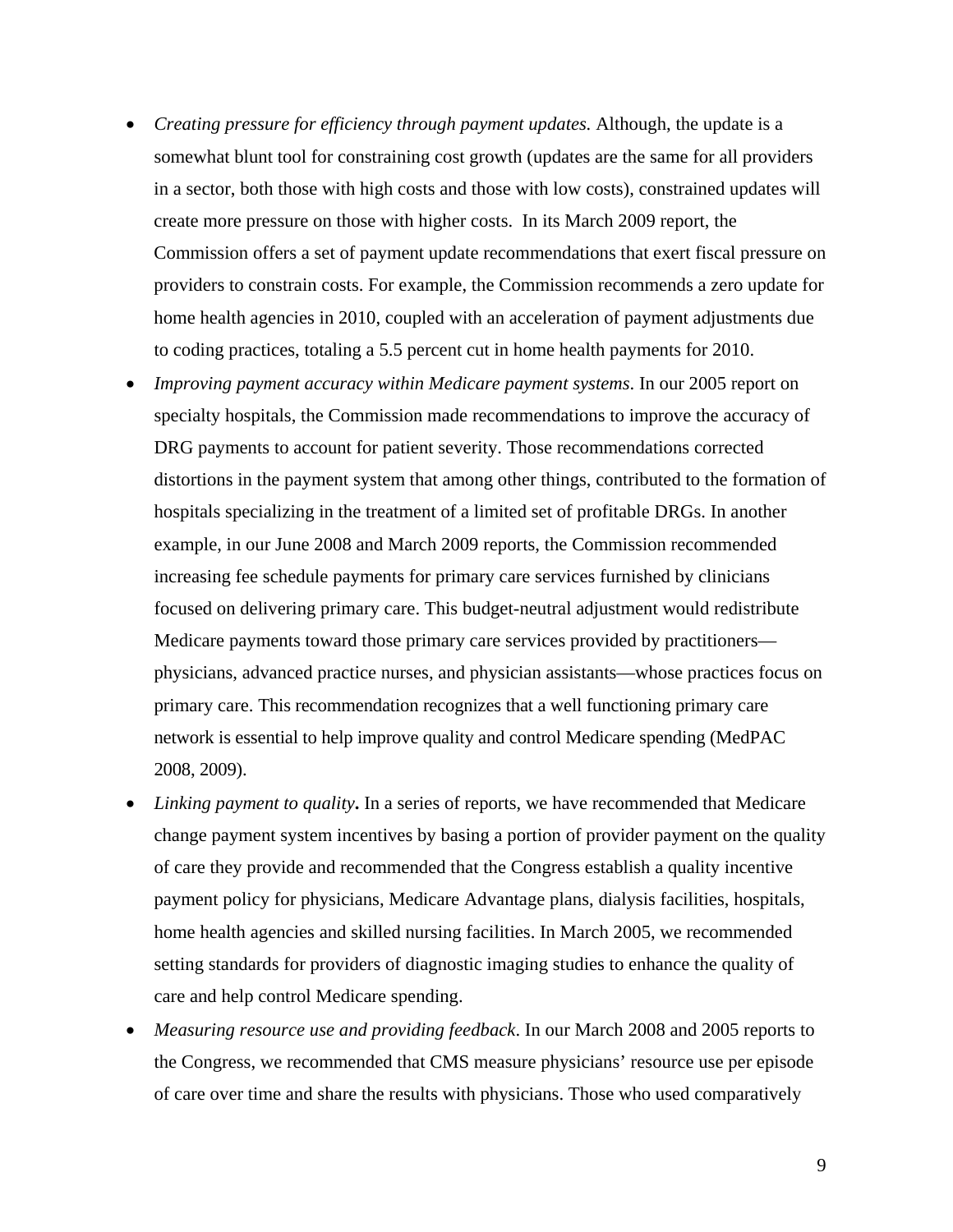- *Creating pressure for efficiency through payment updates.* Although, the update is a somewhat blunt tool for constraining cost growth (updates are the same for all providers in a sector, both those with high costs and those with low costs), constrained updates will create more pressure on those with higher costs. In its March 2009 report, the Commission offers a set of payment update recommendations that exert fiscal pressure on providers to constrain costs. For example, the Commission recommends a zero update for home health agencies in 2010, coupled with an acceleration of payment adjustments due to coding practices, totaling a 5.5 percent cut in home health payments for 2010.
- *Improving payment accuracy within Medicare payment systems*. In our 2005 report on specialty hospitals, the Commission made recommendations to improve the accuracy of DRG payments to account for patient severity. Those recommendations corrected distortions in the payment system that among other things, contributed to the formation of hospitals specializing in the treatment of a limited set of profitable DRGs. In another example, in our June 2008 and March 2009 reports, the Commission recommended increasing fee schedule payments for primary care services furnished by clinicians focused on delivering primary care. This budget-neutral adjustment would redistribute Medicare payments toward those primary care services provided by practitioners—physicians, advanced practice nurses, and physician assistants—whose practices focus on primary care. This recommendation recognizes that a well functioning primary care network is essential to help improve quality and control Medicare spending (MedPAC 2008, 2009).
- *Linking payment to quality***.** In a series of reports, we have recommended that Medicare change payment system incentives by basing a portion of provider payment on the quality of care they provide and recommended that the Congress establish a quality incentive payment policy for physicians, Medicare Advantage plans, dialysis facilities, hospitals, home health agencies and skilled nursing facilities. In March 2005, we recommended setting standards for providers of diagnostic imaging studies to enhance the quality of care and help control Medicare spending.
- *Measuring resource use and providing feedback*. In our March 2008 and 2005 reports to the Congress, we recommended that CMS measure physicians' resource use per episode of care over time and share the results with physicians. Those who used comparatively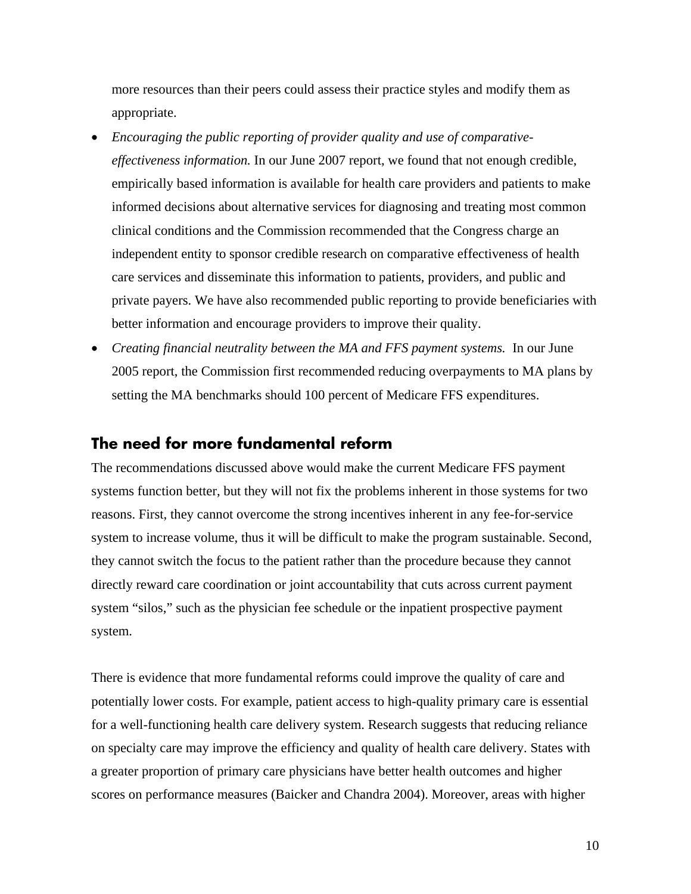more resources than their peers could assess their practice styles and modify them as appropriate.

- *Encouraging the public reporting of provider quality and use of comparative-effectiveness information.* In our June 2007 report, we found that not enough credible, empirically based information is available for health care providers and patients to make informed decisions about alternative services for diagnosing and treating most common clinical conditions and the Commission recommended that the Congress charge an independent entity to sponsor credible research on comparative effectiveness of health care services and disseminate this information to patients, providers, and public and private payers. We have also recommended public reporting to provide beneficiaries with better information and encourage providers to improve their quality.
- *Creating financial neutrality between the MA and FFS payment systems.* In our June 2005 report, the Commission first recommended reducing overpayments to MA plans by setting the MA benchmarks should 100 percent of Medicare FFS expenditures.

## The need for more fundamental reform

The recommendations discussed above would make the current Medicare FFS payment systems function better, but they will not fix the problems inherent in those systems for two reasons. First, they cannot overcome the strong incentives inherent in any fee-for-service system to increase volume, thus it will be difficult to make the program sustainable. Second, they cannot switch the focus to the patient rather than the procedure because they cannot directly reward care coordination or joint accountability that cuts across current payment system "silos," such as the physician fee schedule or the inpatient prospective payment system.

There is evidence that more fundamental reforms could improve the quality of care and potentially lower costs. For example, patient access to high-quality primary care is essential for a well-functioning health care delivery system. Research suggests that reducing reliance on specialty care may improve the efficiency and quality of health care delivery. States with a greater proportion of primary care physicians have better health outcomes and higher scores on performance measures (Baicker and Chandra 2004). Moreover, areas with higher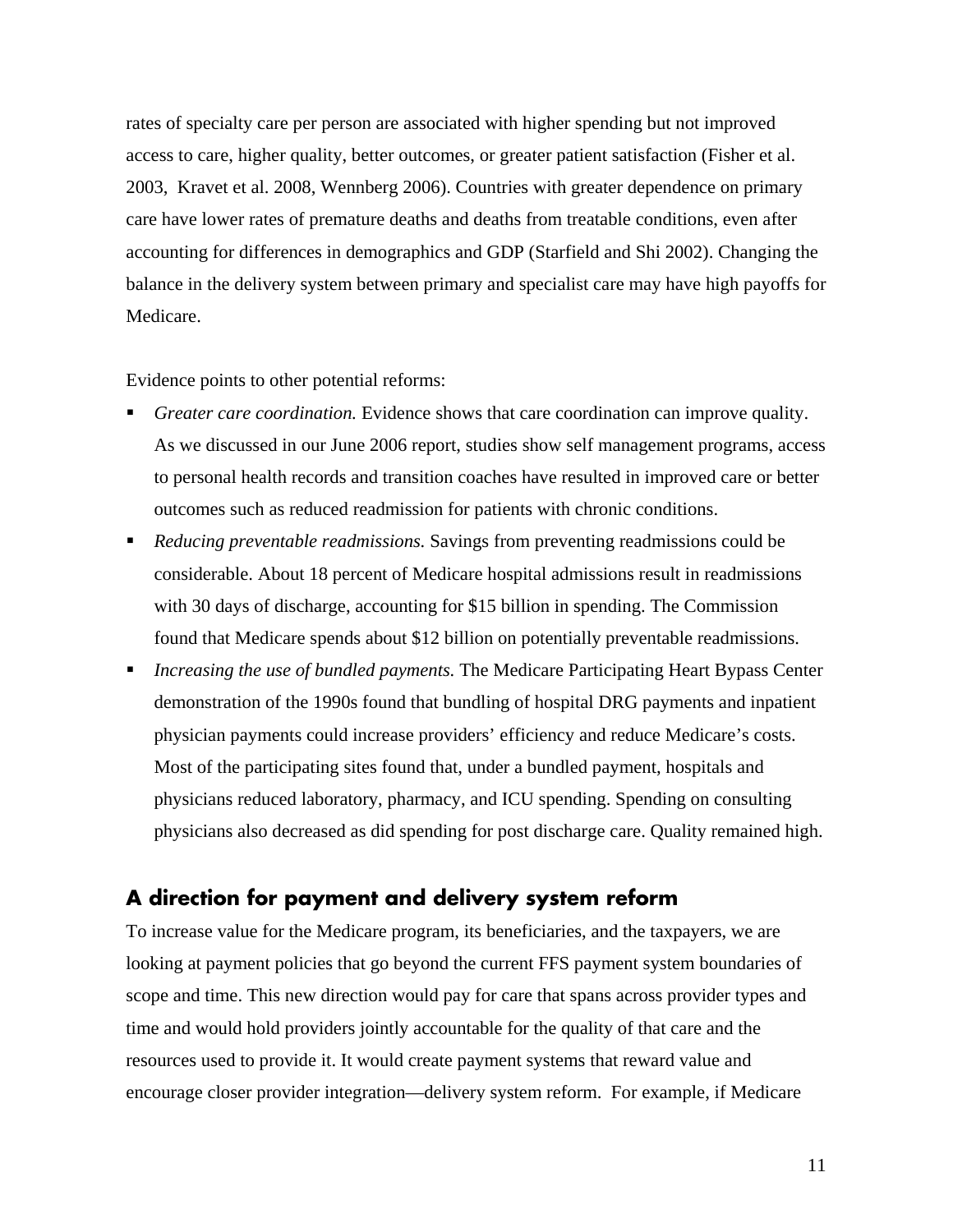rates of specialty care per person are associated with higher spending but not improved access to care, higher quality, better outcomes, or greater patient satisfaction (Fisher et al. 2003, Kravet et al. 2008, Wennberg 2006). Countries with greater dependence on primary care have lower rates of premature deaths and deaths from treatable conditions, even after accounting for differences in demographics and GDP (Starfield and Shi 2002). Changing the balance in the delivery system between primary and specialist care may have high payoffs for Medicare.

Evidence points to other potential reforms:

- *Greater care coordination.* Evidence shows that care coordination can improve quality. As we discussed in our June 2006 report, studies show self management programs, access to personal health records and transition coaches have resulted in improved care or better outcomes such as reduced readmission for patients with chronic conditions.
- *Reducing preventable readmissions.* Savings from preventing readmissions could be considerable. About 18 percent of Medicare hospital admissions result in readmissions with 30 days of discharge, accounting for $15 billion in spending. The Commission found that Medicare spends about $12 billion on potentially preventable readmissions.
- *Increasing the use of bundled payments.* The Medicare Participating Heart Bypass Center demonstration of the 1990s found that bundling of hospital DRG payments and inpatient physician payments could increase providers' efficiency and reduce Medicare's costs. Most of the participating sites found that, under a bundled payment, hospitals and physicians reduced laboratory, pharmacy, and ICU spending. Spending on consulting physicians also decreased as did spending for post discharge care. Quality remained high.

## A direction for payment and delivery system reform

To increase value for the Medicare program, its beneficiaries, and the taxpayers, we are looking at payment policies that go beyond the current FFS payment system boundaries of scope and time. This new direction would pay for care that spans across provider types and time and would hold providers jointly accountable for the quality of that care and the resources used to provide it. It would create payment systems that reward value and encourage closer provider integration—delivery system reform. For example, if Medicare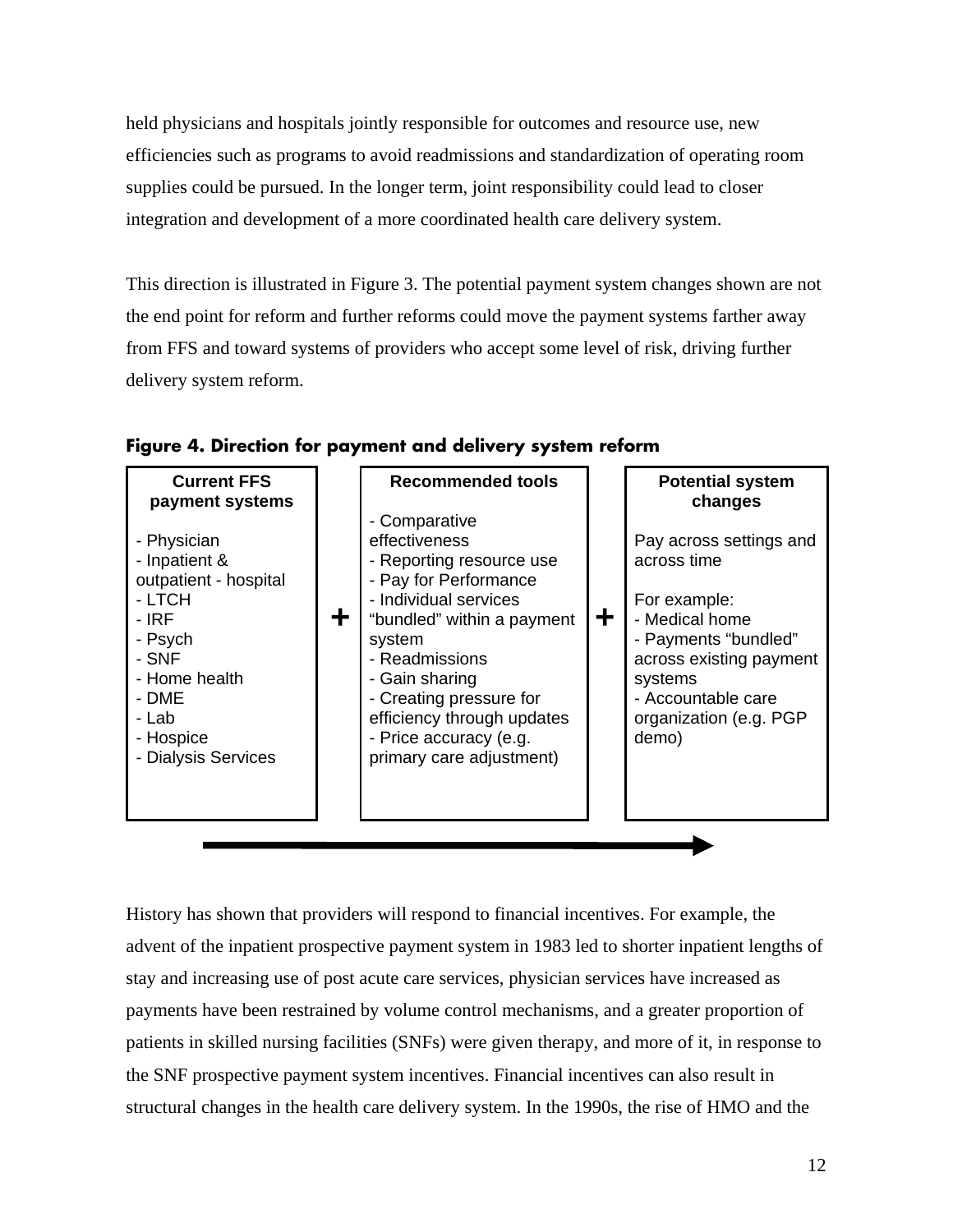held physicians and hospitals jointly responsible for outcomes and resource use, new efficiencies such as programs to avoid readmissions and standardization of operating room supplies could be pursued. In the longer term, joint responsibility could lead to closer integration and development of a more coordinated health care delivery system.

This direction is illustrated in Figure 3. The potential payment system changes shown are not the end point for reform and further reforms could move the payment systems farther away from FFS and toward systems of providers who accept some level of risk, driving further delivery system reform.

**Figure 4. Direction for payment and delivery system reform**

| Current FFS payment systems | | Recommended tools | | Potential system changes |
|---|---|---|---|---|
| - Physician<br>- Inpatient & outpatient - hospital<br>- LTCH<br>- IRF<br>- Psych<br>- SNF<br>- Home health<br>- DME<br>- Lab<br>- Hospice<br>- Dialysis Services | + | - Comparative effectiveness<br>- Reporting resource use<br>- Pay for Performance<br>- Individual services "bundled" within a payment system<br>- Readmissions<br>- Gain sharing<br>- Creating pressure for efficiency through updates<br>- Price accuracy (e.g. primary care adjustment) | + | Pay across settings and across time<br><br>For example:<br>- Medical home<br>- Payments "bundled" across existing payment systems<br>- Accountable care organization (e.g. PGP demo) |

History has shown that providers will respond to financial incentives. For example, the advent of the inpatient prospective payment system in 1983 led to shorter inpatient lengths of stay and increasing use of post acute care services, physician services have increased as payments have been restrained by volume control mechanisms, and a greater proportion of patients in skilled nursing facilities (SNFs) were given therapy, and more of it, in response to the SNF prospective payment system incentives. Financial incentives can also result in structural changes in the health care delivery system. In the 1990s, the rise of HMO and the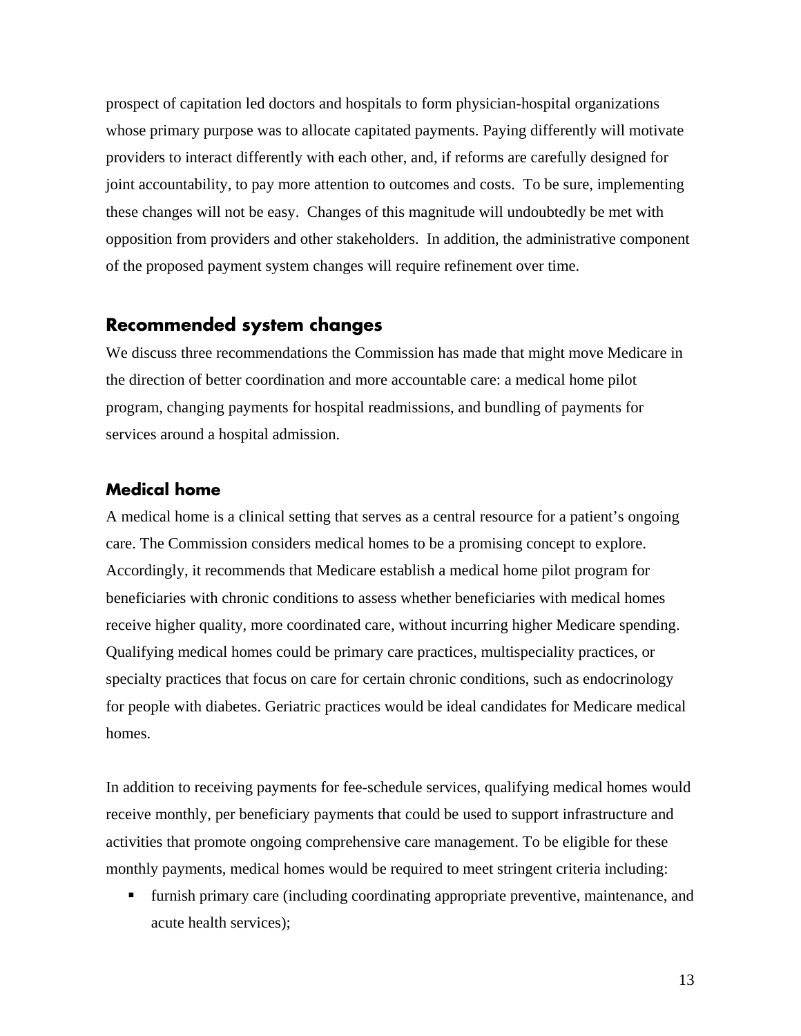prospect of capitation led doctors and hospitals to form physician-hospital organizations whose primary purpose was to allocate capitated payments. Paying differently will motivate providers to interact differently with each other, and, if reforms are carefully designed for joint accountability, to pay more attention to outcomes and costs. To be sure, implementing these changes will not be easy. Changes of this magnitude will undoubtedly be met with opposition from providers and other stakeholders. In addition, the administrative component of the proposed payment system changes will require refinement over time.

## Recommended system changes

We discuss three recommendations the Commission has made that might move Medicare in the direction of better coordination and more accountable care: a medical home pilot program, changing payments for hospital readmissions, and bundling of payments for services around a hospital admission.

### Medical home

A medical home is a clinical setting that serves as a central resource for a patient's ongoing care. The Commission considers medical homes to be a promising concept to explore. Accordingly, it recommends that Medicare establish a medical home pilot program for beneficiaries with chronic conditions to assess whether beneficiaries with medical homes receive higher quality, more coordinated care, without incurring higher Medicare spending. Qualifying medical homes could be primary care practices, multispeciality practices, or specialty practices that focus on care for certain chronic conditions, such as endocrinology for people with diabetes. Geriatric practices would be ideal candidates for Medicare medical homes.

In addition to receiving payments for fee-schedule services, qualifying medical homes would receive monthly, per beneficiary payments that could be used to support infrastructure and activities that promote ongoing comprehensive care management. To be eligible for these monthly payments, medical homes would be required to meet stringent criteria including:

- furnish primary care (including coordinating appropriate preventive, maintenance, and acute health services);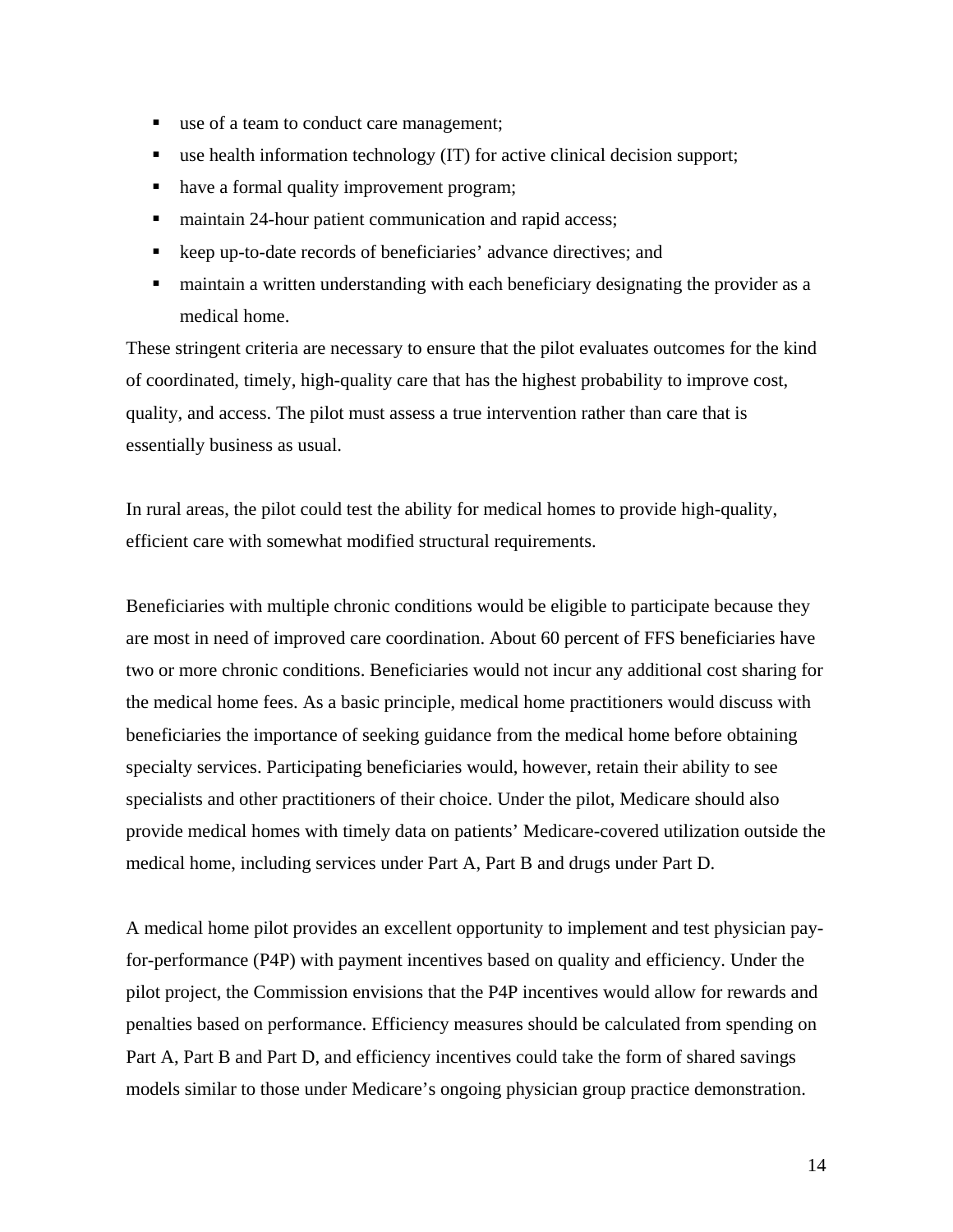- use of a team to conduct care management;
- use health information technology (IT) for active clinical decision support;
- have a formal quality improvement program;
- maintain 24-hour patient communication and rapid access;
- keep up-to-date records of beneficiaries' advance directives; and
- maintain a written understanding with each beneficiary designating the provider as a medical home.

These stringent criteria are necessary to ensure that the pilot evaluates outcomes for the kind of coordinated, timely, high-quality care that has the highest probability to improve cost, quality, and access. The pilot must assess a true intervention rather than care that is essentially business as usual.

In rural areas, the pilot could test the ability for medical homes to provide high-quality, efficient care with somewhat modified structural requirements.

Beneficiaries with multiple chronic conditions would be eligible to participate because they are most in need of improved care coordination. About 60 percent of FFS beneficiaries have two or more chronic conditions. Beneficiaries would not incur any additional cost sharing for the medical home fees. As a basic principle, medical home practitioners would discuss with beneficiaries the importance of seeking guidance from the medical home before obtaining specialty services. Participating beneficiaries would, however, retain their ability to see specialists and other practitioners of their choice. Under the pilot, Medicare should also provide medical homes with timely data on patients' Medicare-covered utilization outside the medical home, including services under Part A, Part B and drugs under Part D.

A medical home pilot provides an excellent opportunity to implement and test physician pay-for-performance (P4P) with payment incentives based on quality and efficiency. Under the pilot project, the Commission envisions that the P4P incentives would allow for rewards and penalties based on performance. Efficiency measures should be calculated from spending on Part A, Part B and Part D, and efficiency incentives could take the form of shared savings models similar to those under Medicare's ongoing physician group practice demonstration.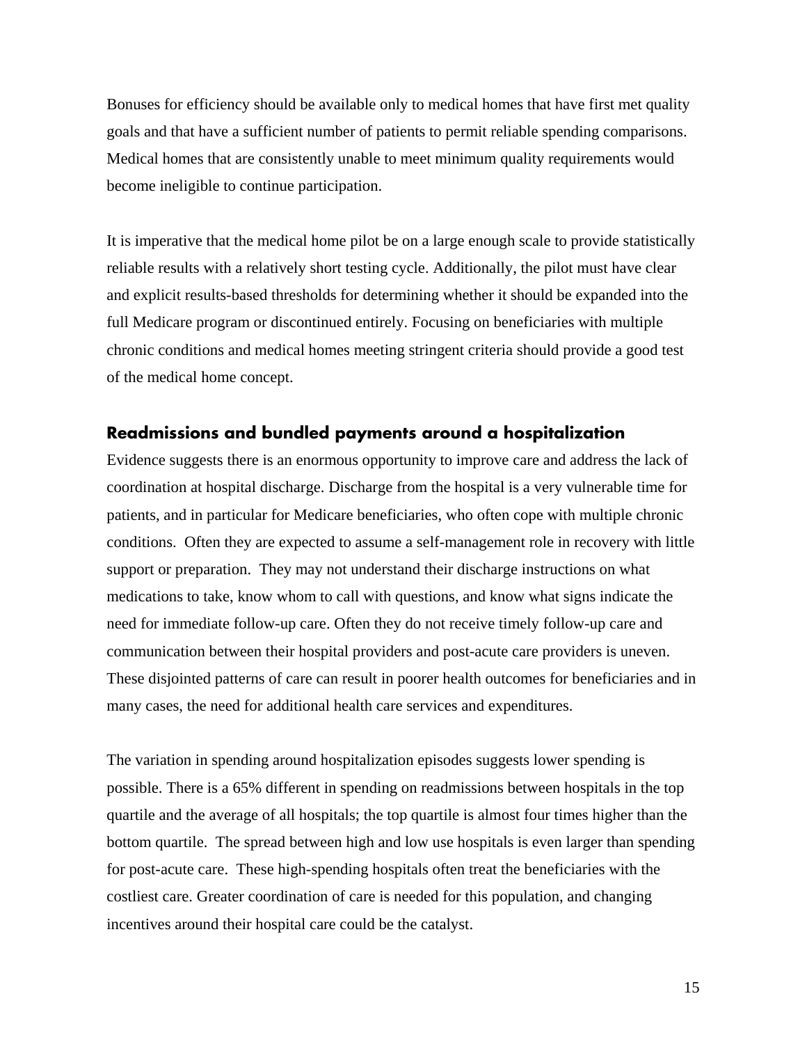Bonuses for efficiency should be available only to medical homes that have first met quality goals and that have a sufficient number of patients to permit reliable spending comparisons. Medical homes that are consistently unable to meet minimum quality requirements would become ineligible to continue participation.

It is imperative that the medical home pilot be on a large enough scale to provide statistically reliable results with a relatively short testing cycle. Additionally, the pilot must have clear and explicit results-based thresholds for determining whether it should be expanded into the full Medicare program or discontinued entirely. Focusing on beneficiaries with multiple chronic conditions and medical homes meeting stringent criteria should provide a good test of the medical home concept.

## Readmissions and bundled payments around a hospitalization

Evidence suggests there is an enormous opportunity to improve care and address the lack of coordination at hospital discharge. Discharge from the hospital is a very vulnerable time for patients, and in particular for Medicare beneficiaries, who often cope with multiple chronic conditions. Often they are expected to assume a self-management role in recovery with little support or preparation. They may not understand their discharge instructions on what medications to take, know whom to call with questions, and know what signs indicate the need for immediate follow-up care. Often they do not receive timely follow-up care and communication between their hospital providers and post-acute care providers is uneven. These disjointed patterns of care can result in poorer health outcomes for beneficiaries and in many cases, the need for additional health care services and expenditures.

The variation in spending around hospitalization episodes suggests lower spending is possible. There is a 65% different in spending on readmissions between hospitals in the top quartile and the average of all hospitals; the top quartile is almost four times higher than the bottom quartile. The spread between high and low use hospitals is even larger than spending for post-acute care. These high-spending hospitals often treat the beneficiaries with the costliest care. Greater coordination of care is needed for this population, and changing incentives around their hospital care could be the catalyst.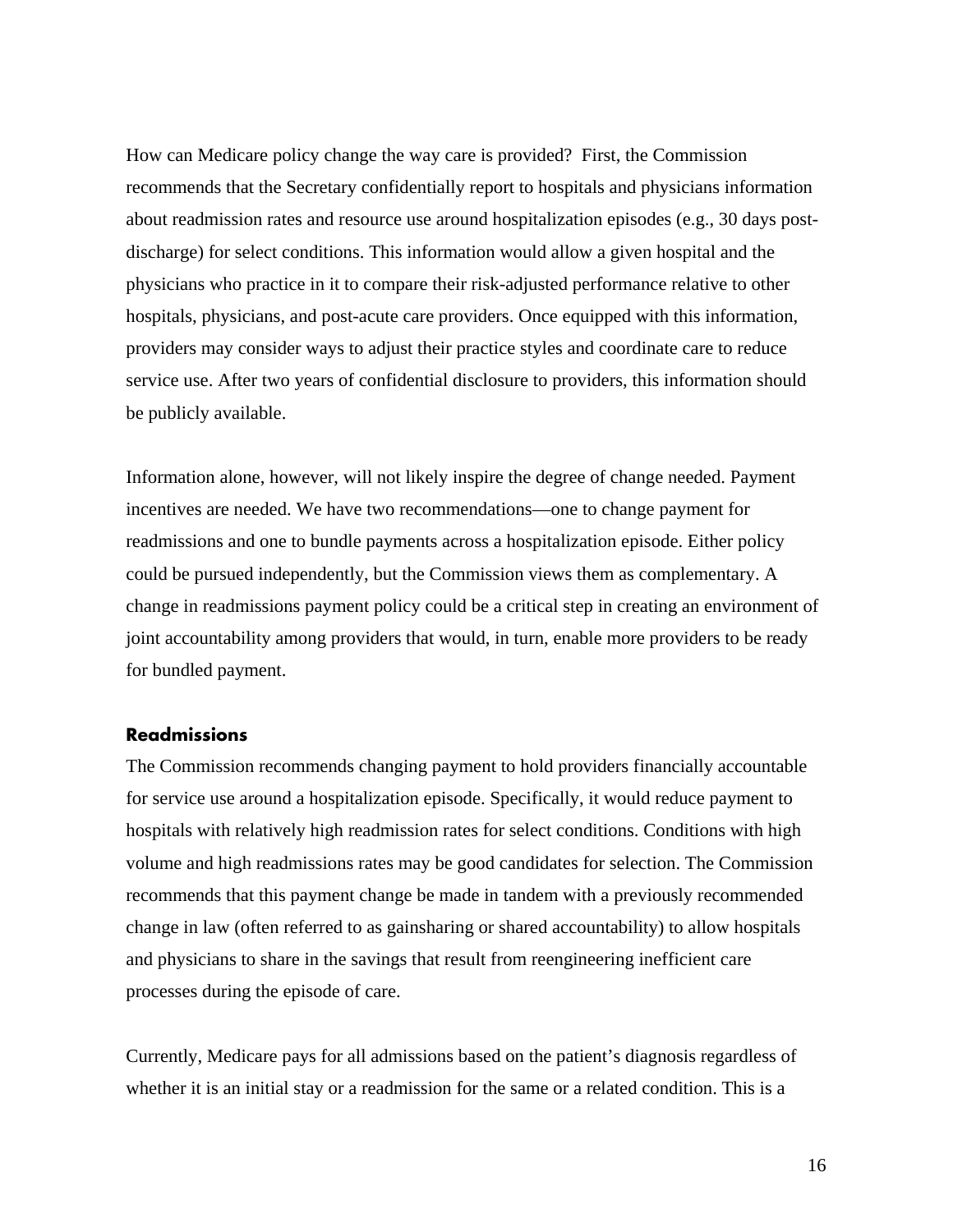How can Medicare policy change the way care is provided? First, the Commission recommends that the Secretary confidentially report to hospitals and physicians information about readmission rates and resource use around hospitalization episodes (e.g., 30 days post-discharge) for select conditions. This information would allow a given hospital and the physicians who practice in it to compare their risk-adjusted performance relative to other hospitals, physicians, and post-acute care providers. Once equipped with this information, providers may consider ways to adjust their practice styles and coordinate care to reduce service use. After two years of confidential disclosure to providers, this information should be publicly available.

Information alone, however, will not likely inspire the degree of change needed. Payment incentives are needed. We have two recommendations—one to change payment for readmissions and one to bundle payments across a hospitalization episode. Either policy could be pursued independently, but the Commission views them as complementary. A change in readmissions payment policy could be a critical step in creating an environment of joint accountability among providers that would, in turn, enable more providers to be ready for bundled payment.

### Readmissions

The Commission recommends changing payment to hold providers financially accountable for service use around a hospitalization episode. Specifically, it would reduce payment to hospitals with relatively high readmission rates for select conditions. Conditions with high volume and high readmissions rates may be good candidates for selection. The Commission recommends that this payment change be made in tandem with a previously recommended change in law (often referred to as gainsharing or shared accountability) to allow hospitals and physicians to share in the savings that result from reengineering inefficient care processes during the episode of care.

Currently, Medicare pays for all admissions based on the patient's diagnosis regardless of whether it is an initial stay or a readmission for the same or a related condition. This is a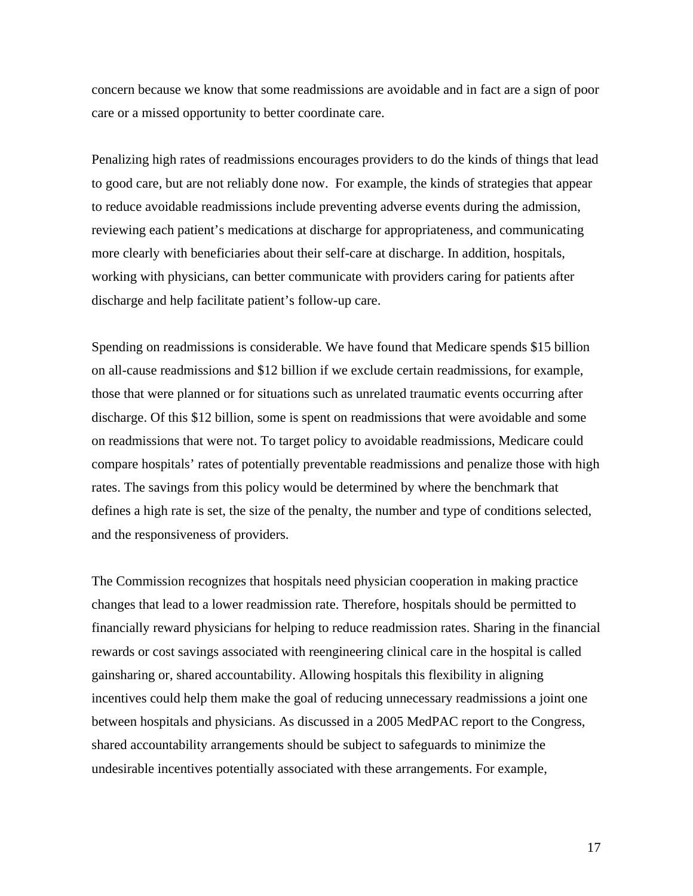concern because we know that some readmissions are avoidable and in fact are a sign of poor care or a missed opportunity to better coordinate care.

Penalizing high rates of readmissions encourages providers to do the kinds of things that lead to good care, but are not reliably done now. For example, the kinds of strategies that appear to reduce avoidable readmissions include preventing adverse events during the admission, reviewing each patient's medications at discharge for appropriateness, and communicating more clearly with beneficiaries about their self-care at discharge. In addition, hospitals, working with physicians, can better communicate with providers caring for patients after discharge and help facilitate patient's follow-up care.

Spending on readmissions is considerable. We have found that Medicare spends $15 billion on all-cause readmissions and $12 billion if we exclude certain readmissions, for example, those that were planned or for situations such as unrelated traumatic events occurring after discharge. Of this $12 billion, some is spent on readmissions that were avoidable and some on readmissions that were not. To target policy to avoidable readmissions, Medicare could compare hospitals' rates of potentially preventable readmissions and penalize those with high rates. The savings from this policy would be determined by where the benchmark that defines a high rate is set, the size of the penalty, the number and type of conditions selected, and the responsiveness of providers.

The Commission recognizes that hospitals need physician cooperation in making practice changes that lead to a lower readmission rate. Therefore, hospitals should be permitted to financially reward physicians for helping to reduce readmission rates. Sharing in the financial rewards or cost savings associated with reengineering clinical care in the hospital is called gainsharing or, shared accountability. Allowing hospitals this flexibility in aligning incentives could help them make the goal of reducing unnecessary readmissions a joint one between hospitals and physicians. As discussed in a 2005 MedPAC report to the Congress, shared accountability arrangements should be subject to safeguards to minimize the undesirable incentives potentially associated with these arrangements. For example,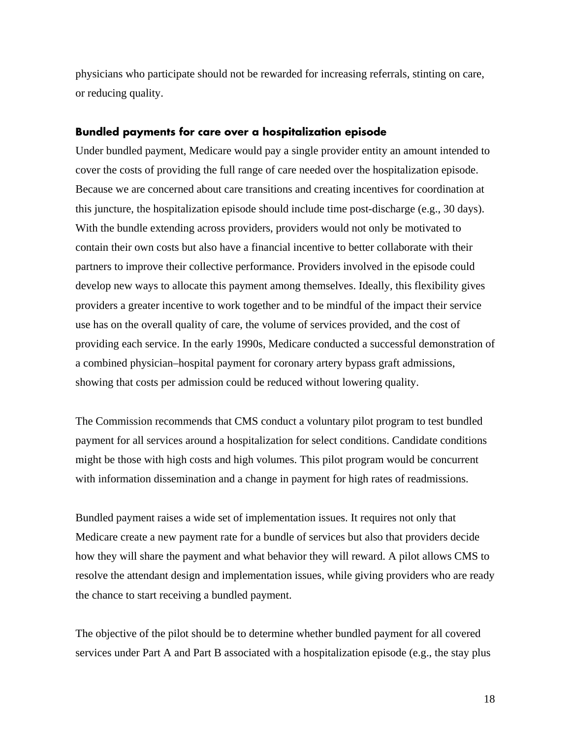physicians who participate should not be rewarded for increasing referrals, stinting on care, or reducing quality.

### Bundled payments for care over a hospitalization episode

Under bundled payment, Medicare would pay a single provider entity an amount intended to cover the costs of providing the full range of care needed over the hospitalization episode. Because we are concerned about care transitions and creating incentives for coordination at this juncture, the hospitalization episode should include time post-discharge (e.g., 30 days). With the bundle extending across providers, providers would not only be motivated to contain their own costs but also have a financial incentive to better collaborate with their partners to improve their collective performance. Providers involved in the episode could develop new ways to allocate this payment among themselves. Ideally, this flexibility gives providers a greater incentive to work together and to be mindful of the impact their service use has on the overall quality of care, the volume of services provided, and the cost of providing each service. In the early 1990s, Medicare conducted a successful demonstration of a combined physician–hospital payment for coronary artery bypass graft admissions, showing that costs per admission could be reduced without lowering quality.

The Commission recommends that CMS conduct a voluntary pilot program to test bundled payment for all services around a hospitalization for select conditions. Candidate conditions might be those with high costs and high volumes. This pilot program would be concurrent with information dissemination and a change in payment for high rates of readmissions.

Bundled payment raises a wide set of implementation issues. It requires not only that Medicare create a new payment rate for a bundle of services but also that providers decide how they will share the payment and what behavior they will reward. A pilot allows CMS to resolve the attendant design and implementation issues, while giving providers who are ready the chance to start receiving a bundled payment.

The objective of the pilot should be to determine whether bundled payment for all covered services under Part A and Part B associated with a hospitalization episode (e.g., the stay plus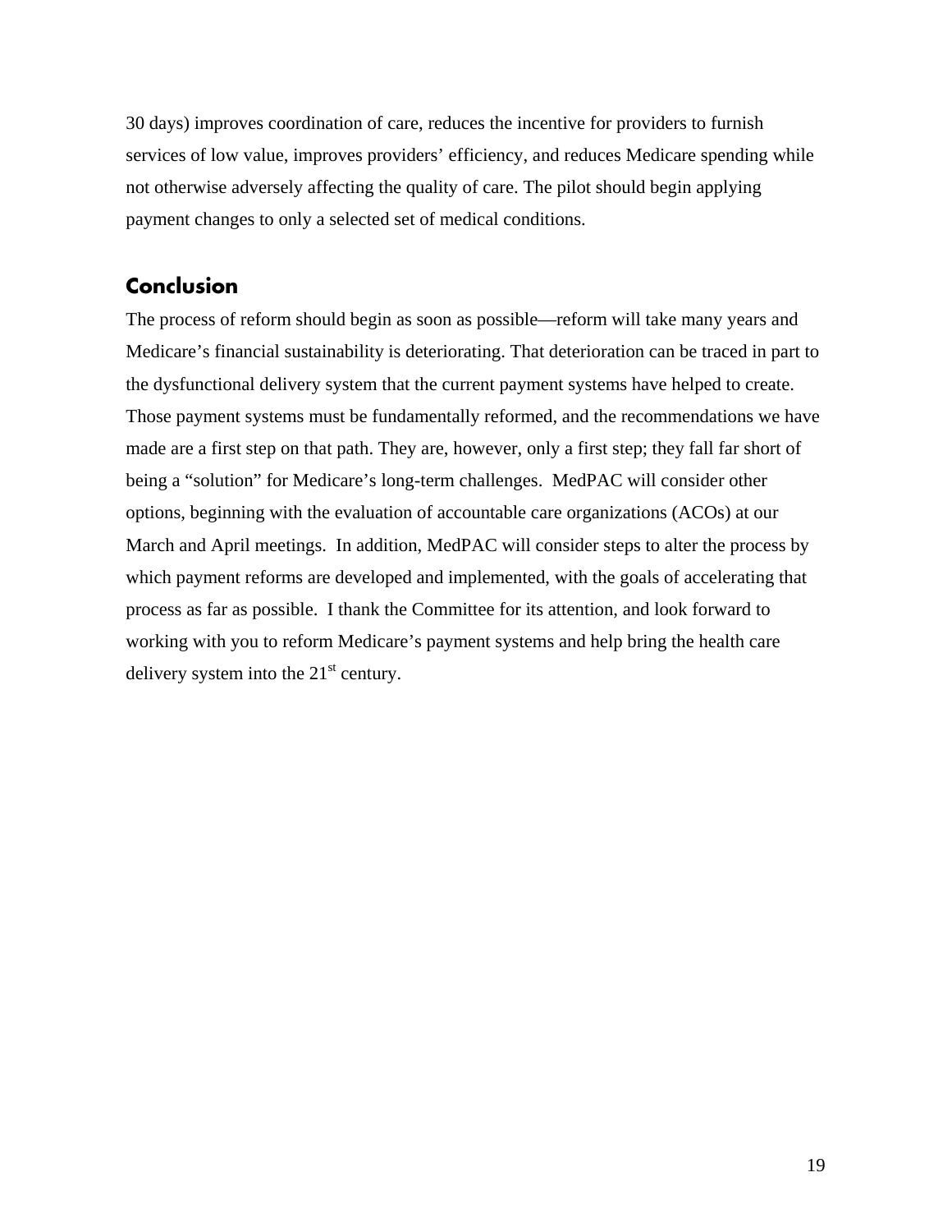30 days) improves coordination of care, reduces the incentive for providers to furnish services of low value, improves providers' efficiency, and reduces Medicare spending while not otherwise adversely affecting the quality of care. The pilot should begin applying payment changes to only a selected set of medical conditions.

## Conclusion

The process of reform should begin as soon as possible—reform will take many years and Medicare's financial sustainability is deteriorating. That deterioration can be traced in part to the dysfunctional delivery system that the current payment systems have helped to create. Those payment systems must be fundamentally reformed, and the recommendations we have made are a first step on that path. They are, however, only a first step; they fall far short of being a "solution" for Medicare's long-term challenges. MedPAC will consider other options, beginning with the evaluation of accountable care organizations (ACOs) at our March and April meetings. In addition, MedPAC will consider steps to alter the process by which payment reforms are developed and implemented, with the goals of accelerating that process as far as possible. I thank the Committee for its attention, and look forward to working with you to reform Medicare's payment systems and help bring the health care delivery system into the 21st century.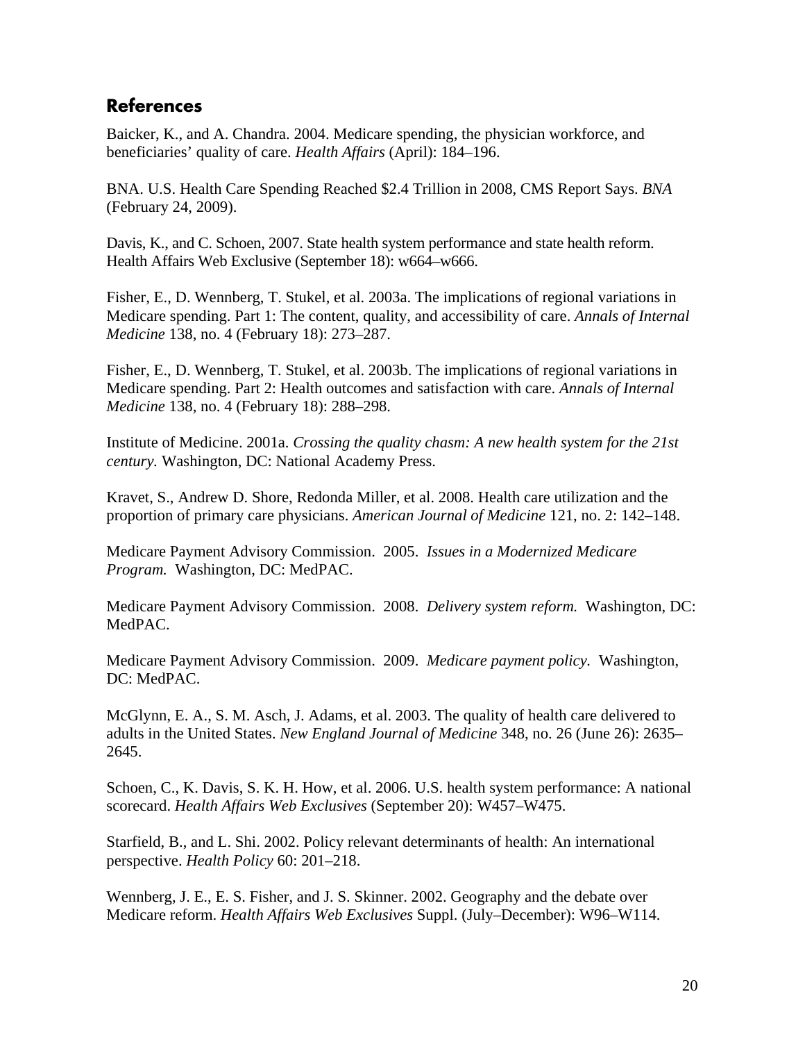## References

Baicker, K., and A. Chandra. 2004. Medicare spending, the physician workforce, and beneficiaries' quality of care. *Health Affairs* (April): 184–196.

BNA. U.S. Health Care Spending Reached $2.4 Trillion in 2008, CMS Report Says. *BNA* (February 24, 2009).

Davis, K., and C. Schoen, 2007. State health system performance and state health reform. Health Affairs Web Exclusive (September 18): w664–w666.

Fisher, E., D. Wennberg, T. Stukel, et al. 2003a. The implications of regional variations in Medicare spending. Part 1: The content, quality, and accessibility of care. *Annals of Internal Medicine* 138, no. 4 (February 18): 273–287.

Fisher, E., D. Wennberg, T. Stukel, et al. 2003b. The implications of regional variations in Medicare spending. Part 2: Health outcomes and satisfaction with care. *Annals of Internal Medicine* 138, no. 4 (February 18): 288–298.

Institute of Medicine. 2001a. *Crossing the quality chasm: A new health system for the 21st century.* Washington, DC: National Academy Press.

Kravet, S., Andrew D. Shore, Redonda Miller, et al. 2008. Health care utilization and the proportion of primary care physicians. *American Journal of Medicine* 121, no. 2: 142–148.

Medicare Payment Advisory Commission. 2005. *Issues in a Modernized Medicare Program.* Washington, DC: MedPAC.

Medicare Payment Advisory Commission. 2008. *Delivery system reform.* Washington, DC: MedPAC.

Medicare Payment Advisory Commission. 2009. *Medicare payment policy.* Washington, DC: MedPAC.

McGlynn, E. A., S. M. Asch, J. Adams, et al. 2003. The quality of health care delivered to adults in the United States. *New England Journal of Medicine* 348, no. 26 (June 26): 2635–2645.

Schoen, C., K. Davis, S. K. H. How, et al. 2006. U.S. health system performance: A national scorecard. *Health Affairs Web Exclusives* (September 20): W457–W475.

Starfield, B., and L. Shi. 2002. Policy relevant determinants of health: An international perspective. *Health Policy* 60: 201–218.

Wennberg, J. E., E. S. Fisher, and J. S. Skinner. 2002. Geography and the debate over Medicare reform. *Health Affairs Web Exclusives* Suppl. (July–December): W96–W114.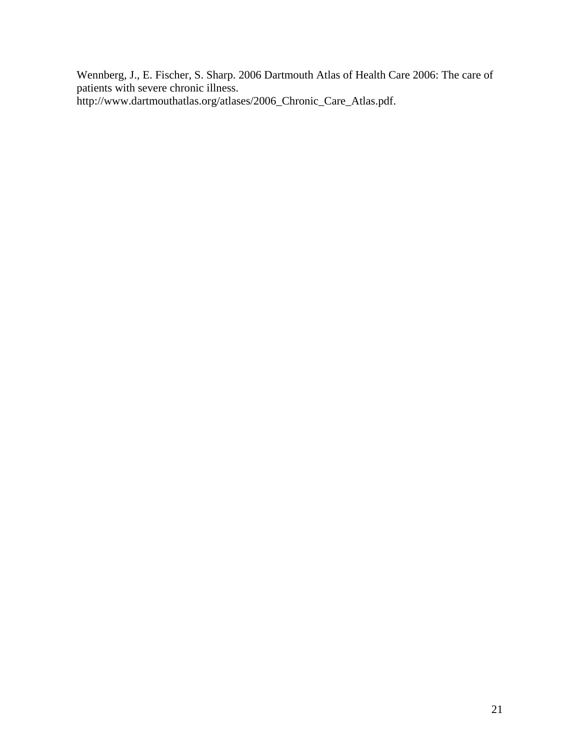Wennberg, J., E. Fischer, S. Sharp. 2006 Dartmouth Atlas of Health Care 2006: The care of patients with severe chronic illness. http://www.dartmouthatlas.org/atlases/2006_Chronic_Care_Atlas.pdf.